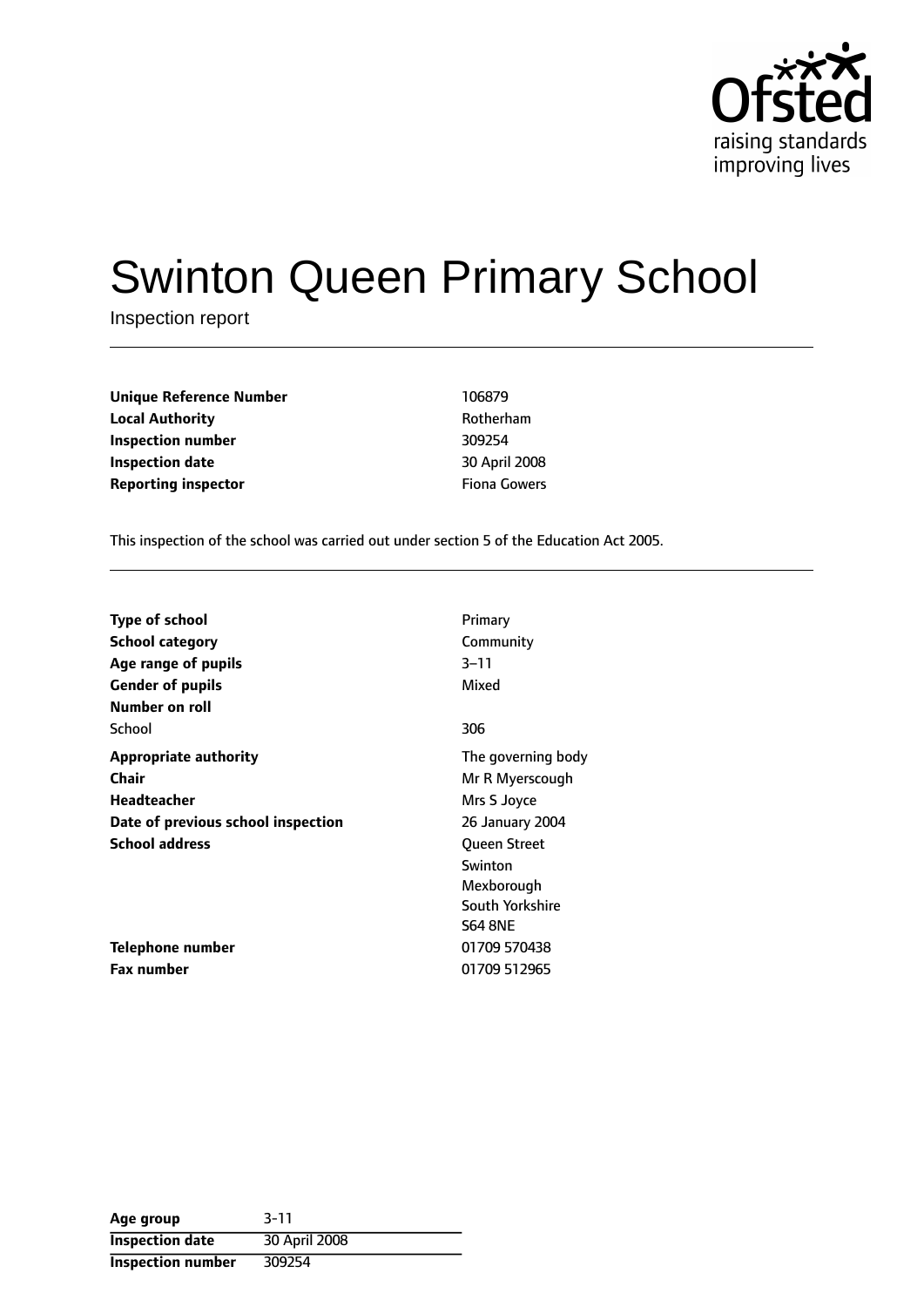# Swinton Queen Primary School

Inspection report

| | |
|---|---|
| **Unique Reference Number** | 106879 |
| **Local Authority** | Rotherham |
| **Inspection number** | 309254 |
| **Inspection date** | 30 April 2008 |
| **Reporting inspector** | Fiona Gowers |

This inspection of the school was carried out under section 5 of the Education Act 2005.

| | |
|---|---|
| **Type of school** | Primary |
| **School category** | Community |
| **Age range of pupils** | 3–11 |
| **Gender of pupils** | Mixed |
| **Number on roll** | |
| School | 306 |
| **Appropriate authority** | The governing body |
| **Chair** | Mr R Myerscough |
| **Headteacher** | Mrs S Joyce |
| **Date of previous school inspection** | 26 January 2004 |
| **School address** | Queen Street<br>Swinton<br>Mexborough<br>South Yorkshire<br>S64 8NE |
| **Telephone number** | 01709 570438 |
| **Fax number** | 01709 512965 |

| | |
|---|---|
| **Age group** | 3-11 |
| **Inspection date** | 30 April 2008 |
| **Inspection number** | 309254 |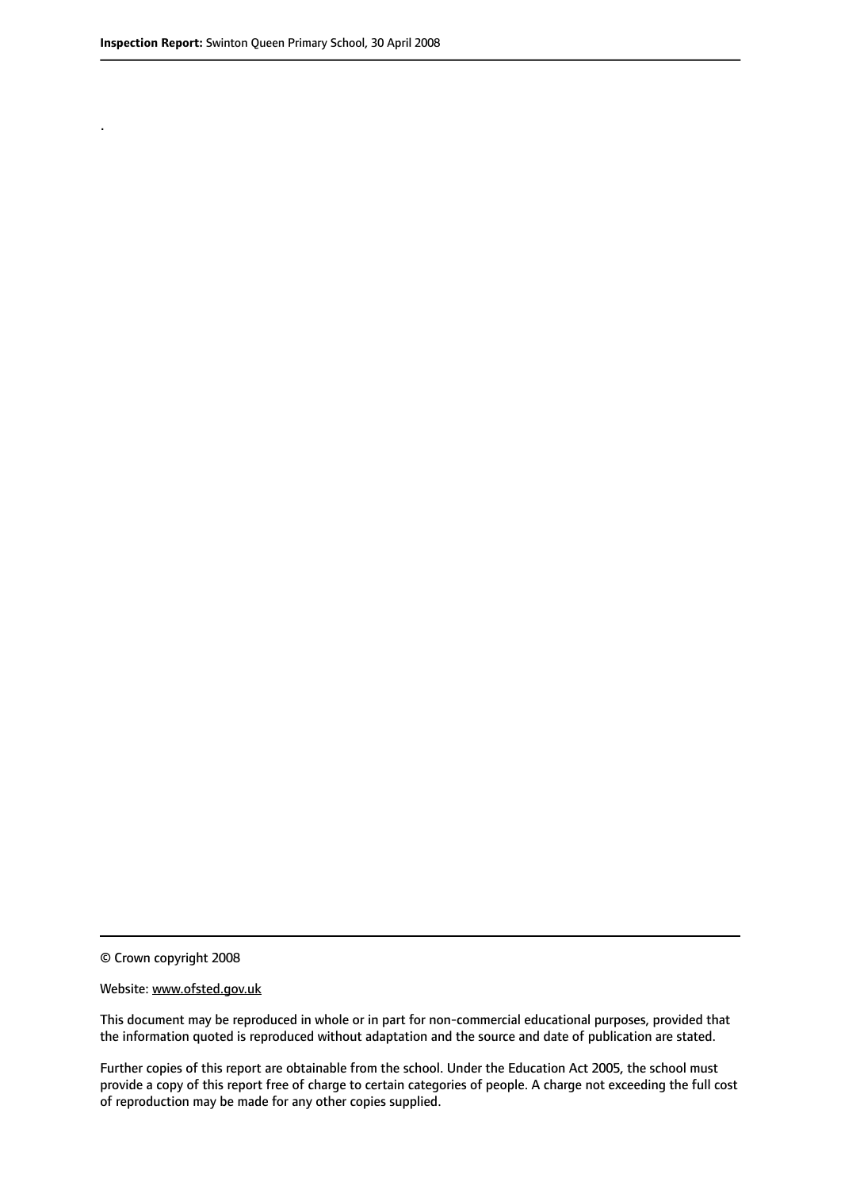.

© Crown copyright 2008

Website: www.ofsted.gov.uk

This document may be reproduced in whole or in part for non-commercial educational purposes, provided that the information quoted is reproduced without adaptation and the source and date of publication are stated.

Further copies of this report are obtainable from the school. Under the Education Act 2005, the school must provide a copy of this report free of charge to certain categories of people. A charge not exceeding the full cost of reproduction may be made for any other copies supplied.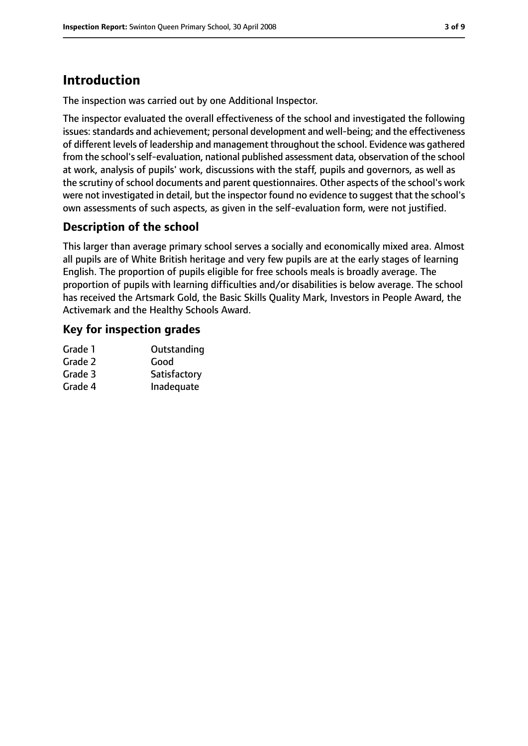# Introduction

The inspection was carried out by one Additional Inspector.

The inspector evaluated the overall effectiveness of the school and investigated the following issues: standards and achievement; personal development and well-being; and the effectiveness of different levels of leadership and management throughout the school. Evidence was gathered from the school's self-evaluation, national published assessment data, observation of the school at work, analysis of pupils' work, discussions with the staff, pupils and governors, as well as the scrutiny of school documents and parent questionnaires. Other aspects of the school's work were not investigated in detail, but the inspector found no evidence to suggest that the school's own assessments of such aspects, as given in the self-evaluation form, were not justified.

## Description of the school

This larger than average primary school serves a socially and economically mixed area. Almost all pupils are of White British heritage and very few pupils are at the early stages of learning English. The proportion of pupils eligible for free schools meals is broadly average. The proportion of pupils with learning difficulties and/or disabilities is below average. The school has received the Artsmark Gold, the Basic Skills Quality Mark, Investors in People Award, the Activemark and the Healthy Schools Award.

## Key for inspection grades

| | |
|---|---|
| Grade 1 | Outstanding |
| Grade 2 | Good |
| Grade 3 | Satisfactory |
| Grade 4 | Inadequate |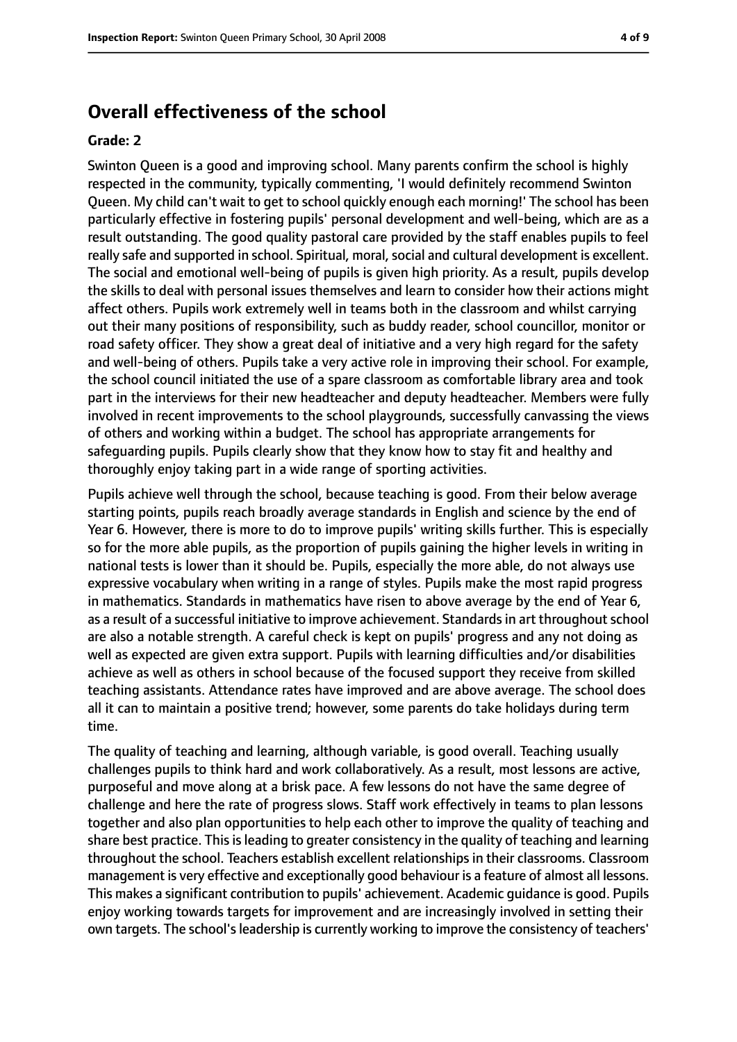## Overall effectiveness of the school

**Grade: 2**

Swinton Queen is a good and improving school. Many parents confirm the school is highly respected in the community, typically commenting, 'I would definitely recommend Swinton Queen. My child can't wait to get to school quickly enough each morning!' The school has been particularly effective in fostering pupils' personal development and well-being, which are as a result outstanding. The good quality pastoral care provided by the staff enables pupils to feel really safe and supported in school. Spiritual, moral, social and cultural development is excellent. The social and emotional well-being of pupils is given high priority. As a result, pupils develop the skills to deal with personal issues themselves and learn to consider how their actions might affect others. Pupils work extremely well in teams both in the classroom and whilst carrying out their many positions of responsibility, such as buddy reader, school councillor, monitor or road safety officer. They show a great deal of initiative and a very high regard for the safety and well-being of others. Pupils take a very active role in improving their school. For example, the school council initiated the use of a spare classroom as comfortable library area and took part in the interviews for their new headteacher and deputy headteacher. Members were fully involved in recent improvements to the school playgrounds, successfully canvassing the views of others and working within a budget. The school has appropriate arrangements for safeguarding pupils. Pupils clearly show that they know how to stay fit and healthy and thoroughly enjoy taking part in a wide range of sporting activities.

Pupils achieve well through the school, because teaching is good. From their below average starting points, pupils reach broadly average standards in English and science by the end of Year 6. However, there is more to do to improve pupils' writing skills further. This is especially so for the more able pupils, as the proportion of pupils gaining the higher levels in writing in national tests is lower than it should be. Pupils, especially the more able, do not always use expressive vocabulary when writing in a range of styles. Pupils make the most rapid progress in mathematics. Standards in mathematics have risen to above average by the end of Year 6, as a result of a successful initiative to improve achievement. Standards in art throughout school are also a notable strength. A careful check is kept on pupils' progress and any not doing as well as expected are given extra support. Pupils with learning difficulties and/or disabilities achieve as well as others in school because of the focused support they receive from skilled teaching assistants. Attendance rates have improved and are above average. The school does all it can to maintain a positive trend; however, some parents do take holidays during term time.

The quality of teaching and learning, although variable, is good overall. Teaching usually challenges pupils to think hard and work collaboratively. As a result, most lessons are active, purposeful and move along at a brisk pace. A few lessons do not have the same degree of challenge and here the rate of progress slows. Staff work effectively in teams to plan lessons together and also plan opportunities to help each other to improve the quality of teaching and share best practice. This is leading to greater consistency in the quality of teaching and learning throughout the school. Teachers establish excellent relationships in their classrooms. Classroom management is very effective and exceptionally good behaviour is a feature of almost all lessons. This makes a significant contribution to pupils' achievement. Academic guidance is good. Pupils enjoy working towards targets for improvement and are increasingly involved in setting their own targets. The school's leadership is currently working to improve the consistency of teachers'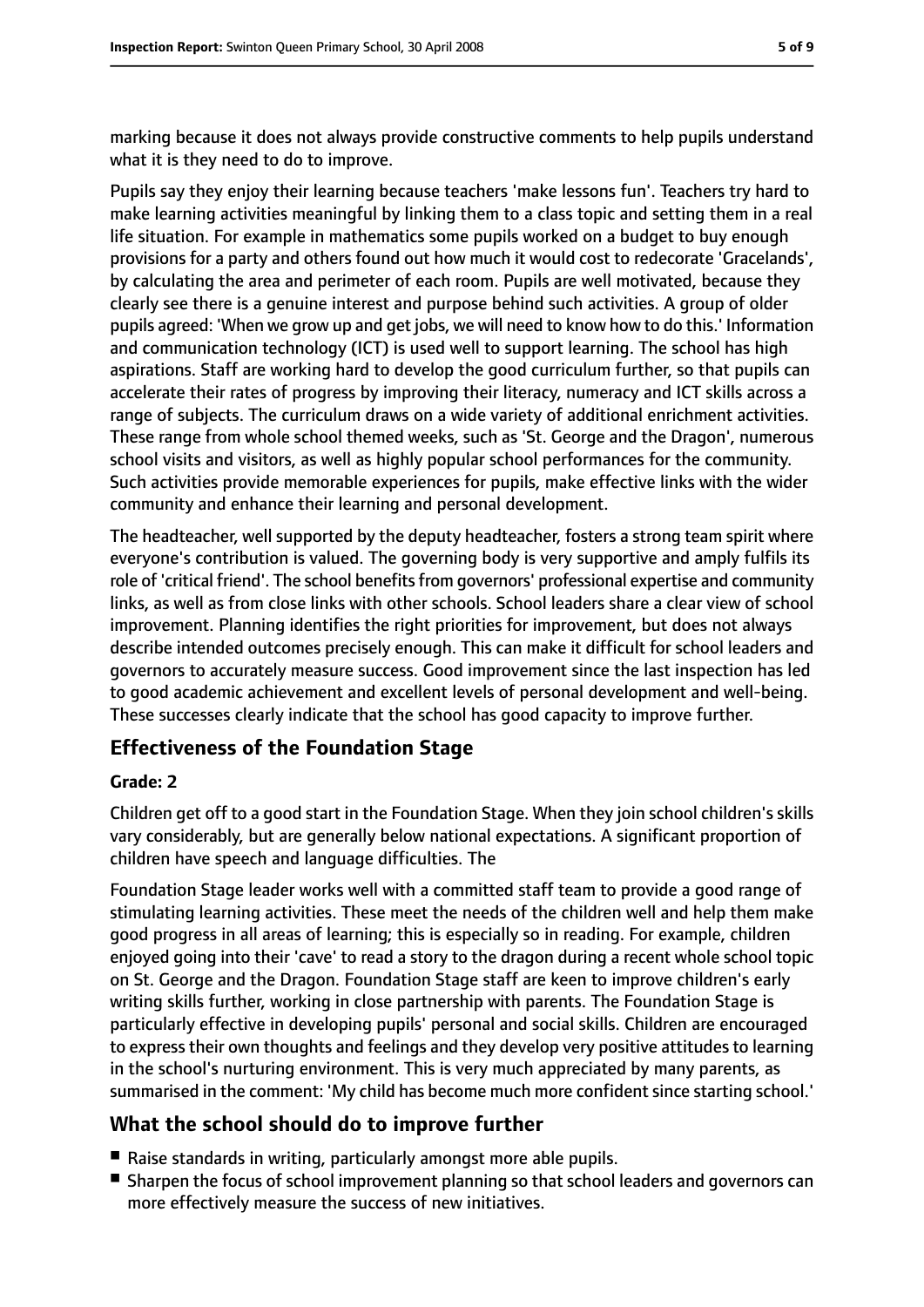marking because it does not always provide constructive comments to help pupils understand what it is they need to do to improve.

Pupils say they enjoy their learning because teachers 'make lessons fun'. Teachers try hard to make learning activities meaningful by linking them to a class topic and setting them in a real life situation. For example in mathematics some pupils worked on a budget to buy enough provisions for a party and others found out how much it would cost to redecorate 'Gracelands', by calculating the area and perimeter of each room. Pupils are well motivated, because they clearly see there is a genuine interest and purpose behind such activities. A group of older pupils agreed: 'When we grow up and get jobs, we will need to know how to do this.' Information and communication technology (ICT) is used well to support learning. The school has high aspirations. Staff are working hard to develop the good curriculum further, so that pupils can accelerate their rates of progress by improving their literacy, numeracy and ICT skills across a range of subjects. The curriculum draws on a wide variety of additional enrichment activities. These range from whole school themed weeks, such as 'St. George and the Dragon', numerous school visits and visitors, as well as highly popular school performances for the community. Such activities provide memorable experiences for pupils, make effective links with the wider community and enhance their learning and personal development.

The headteacher, well supported by the deputy headteacher, fosters a strong team spirit where everyone's contribution is valued. The governing body is very supportive and amply fulfils its role of 'critical friend'. The school benefits from governors' professional expertise and community links, as well as from close links with other schools. School leaders share a clear view of school improvement. Planning identifies the right priorities for improvement, but does not always describe intended outcomes precisely enough. This can make it difficult for school leaders and governors to accurately measure success. Good improvement since the last inspection has led to good academic achievement and excellent levels of personal development and well-being. These successes clearly indicate that the school has good capacity to improve further.

## Effectiveness of the Foundation Stage

**Grade: 2**

Children get off to a good start in the Foundation Stage. When they join school children's skills vary considerably, but are generally below national expectations. A significant proportion of children have speech and language difficulties. The

Foundation Stage leader works well with a committed staff team to provide a good range of stimulating learning activities. These meet the needs of the children well and help them make good progress in all areas of learning; this is especially so in reading. For example, children enjoyed going into their 'cave' to read a story to the dragon during a recent whole school topic on St. George and the Dragon. Foundation Stage staff are keen to improve children's early writing skills further, working in close partnership with parents. The Foundation Stage is particularly effective in developing pupils' personal and social skills. Children are encouraged to express their own thoughts and feelings and they develop very positive attitudes to learning in the school's nurturing environment. This is very much appreciated by many parents, as summarised in the comment: 'My child has become much more confident since starting school.'

## What the school should do to improve further

- Raise standards in writing, particularly amongst more able pupils.
- Sharpen the focus of school improvement planning so that school leaders and governors can more effectively measure the success of new initiatives.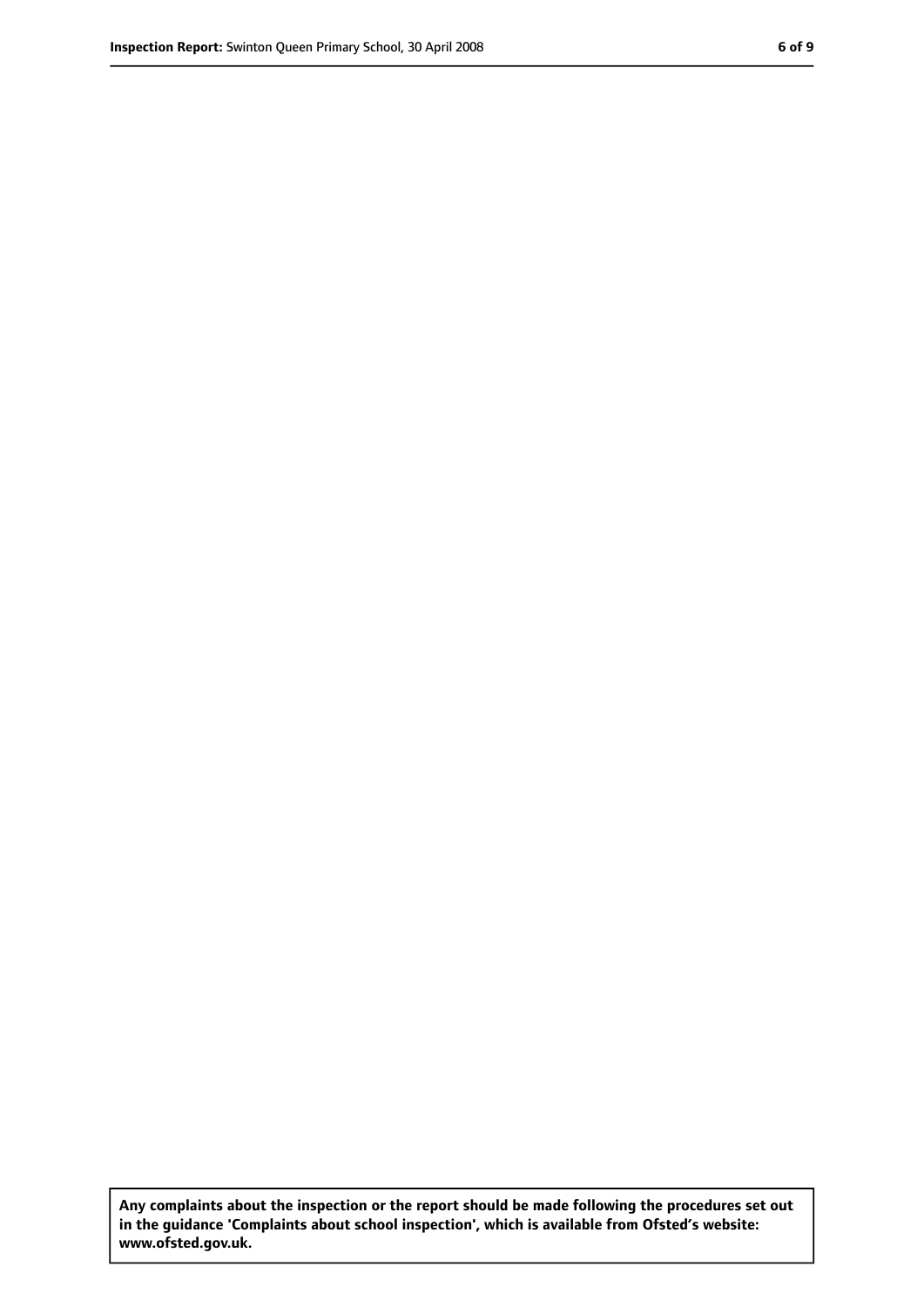**Any complaints about the inspection or the report should be made following the procedures set out in the guidance 'Complaints about school inspection', which is available from Ofsted's website: www.ofsted.gov.uk.**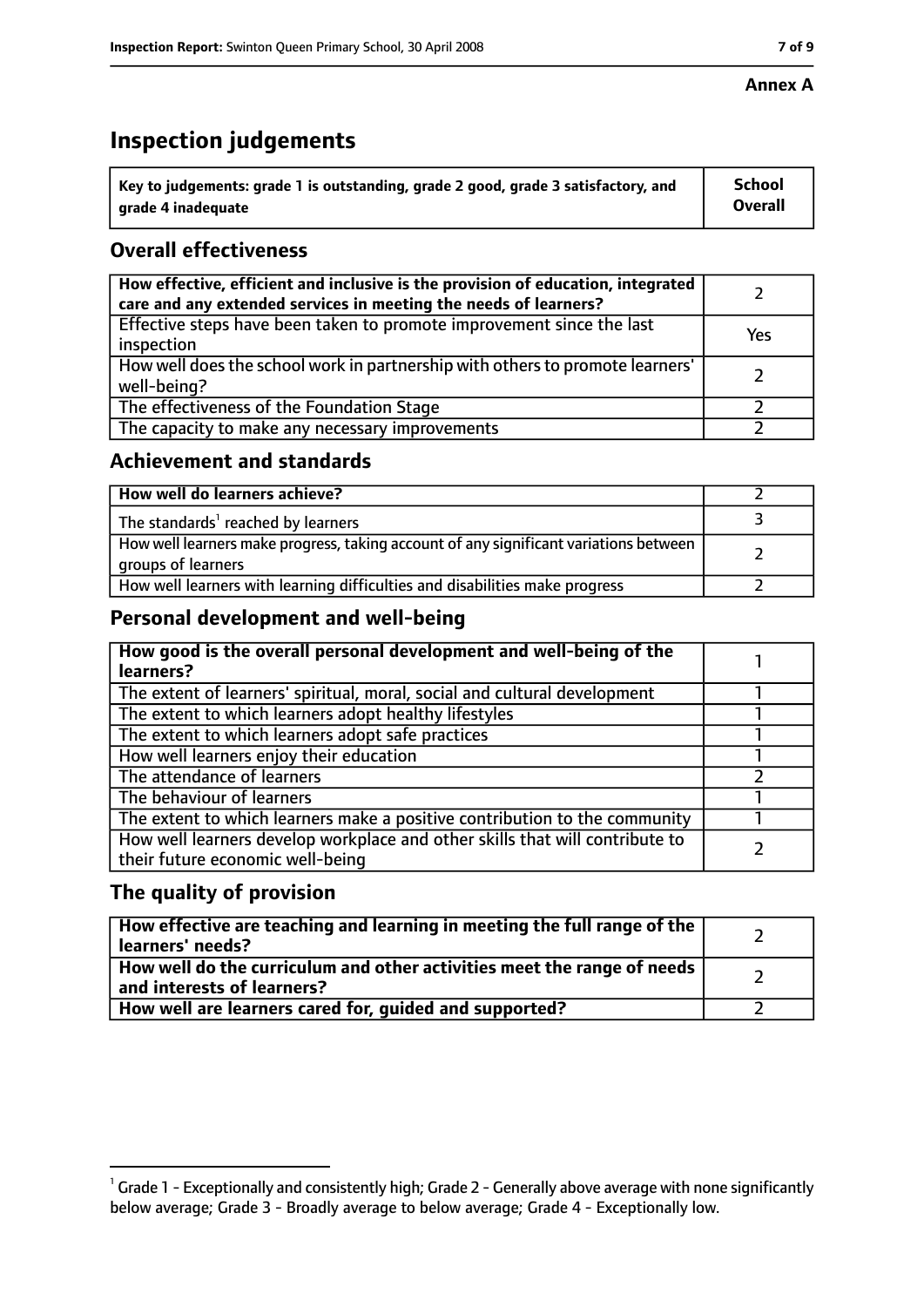# Annex A

## Inspection judgements

| Key to judgements: grade 1 is outstanding, grade 2 good, grade 3 satisfactory, and grade 4 inadequate | School Overall |
|---|---|

### Overall effectiveness

| | |
|---|---|
| **How effective, efficient and inclusive is the provision of education, integrated care and any extended services in meeting the needs of learners?** | 2 |
| Effective steps have been taken to promote improvement since the last inspection | Yes |
| How well does the school work in partnership with others to promote learners' well-being? | 2 |
| The effectiveness of the Foundation Stage | 2 |
| The capacity to make any necessary improvements | 2 |

### Achievement and standards

| | |
|---|---|
| **How well do learners achieve?** | 2 |
| The standards[1] reached by learners | 3 |
| How well learners make progress, taking account of any significant variations between groups of learners | 2 |
| How well learners with learning difficulties and disabilities make progress | 2 |

### Personal development and well-being

| | |
|---|---|
| **How good is the overall personal development and well-being of the learners?** | 1 |
| The extent of learners' spiritual, moral, social and cultural development | 1 |
| The extent to which learners adopt healthy lifestyles | 1 |
| The extent to which learners adopt safe practices | 1 |
| How well learners enjoy their education | 1 |
| The attendance of learners | 2 |
| The behaviour of learners | 1 |
| The extent to which learners make a positive contribution to the community | 1 |
| How well learners develop workplace and other skills that will contribute to their future economic well-being | 2 |

### The quality of provision

| | |
|---|---|
| **How effective are teaching and learning in meeting the full range of the learners' needs?** | 2 |
| **How well do the curriculum and other activities meet the range of needs and interests of learners?** | 2 |
| **How well are learners cared for, guided and supported?** | 2 |

[1] Grade 1 - Exceptionally and consistently high; Grade 2 - Generally above average with none significantly below average; Grade 3 - Broadly average to below average; Grade 4 - Exceptionally low.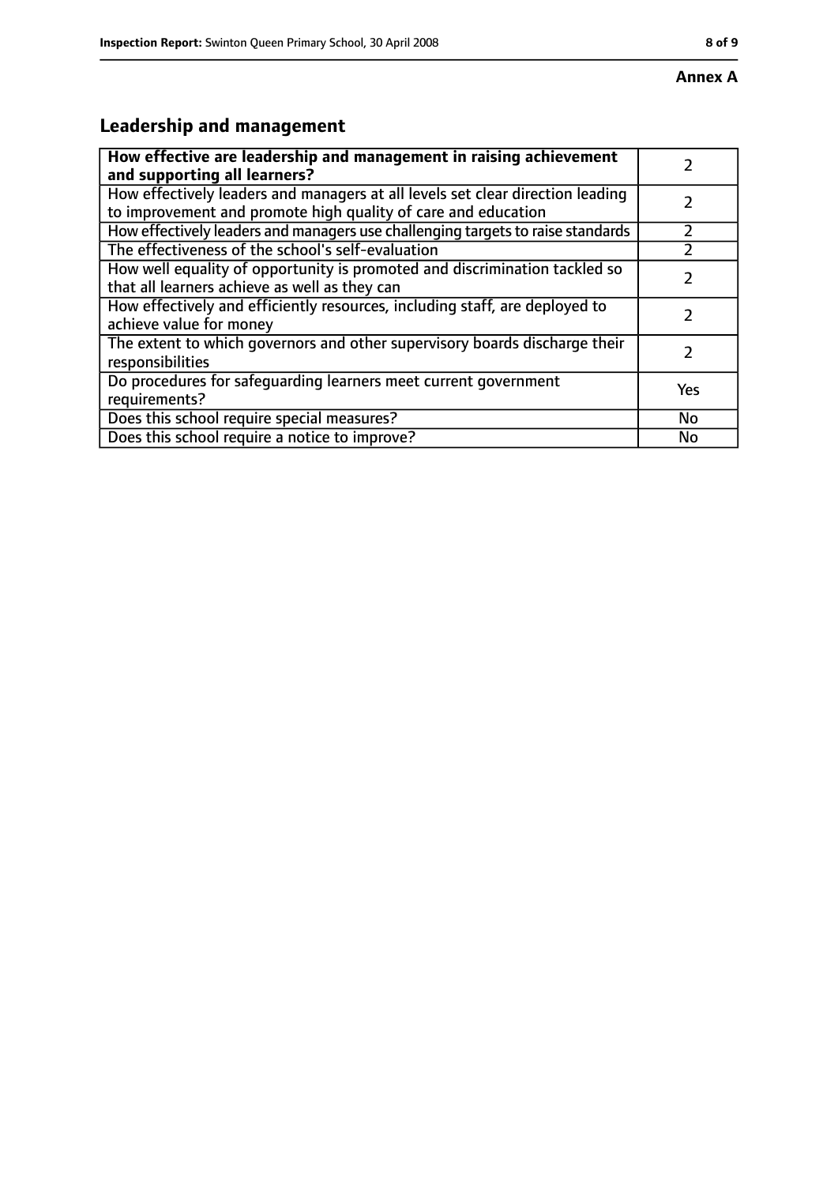**Annex A**

## Leadership and management

| **How effective are leadership and management in raising achievement and supporting all learners?** | 2 |
| --- | --- |
| How effectively leaders and managers at all levels set clear direction leading to improvement and promote high quality of care and education | 2 |
| How effectively leaders and managers use challenging targets to raise standards | 2 |
| The effectiveness of the school's self-evaluation | 2 |
| How well equality of opportunity is promoted and discrimination tackled so that all learners achieve as well as they can | 2 |
| How effectively and efficiently resources, including staff, are deployed to achieve value for money | 2 |
| The extent to which governors and other supervisory boards discharge their responsibilities | 2 |
| Do procedures for safeguarding learners meet current government requirements? | Yes |
| Does this school require special measures? | No |
| Does this school require a notice to improve? | No |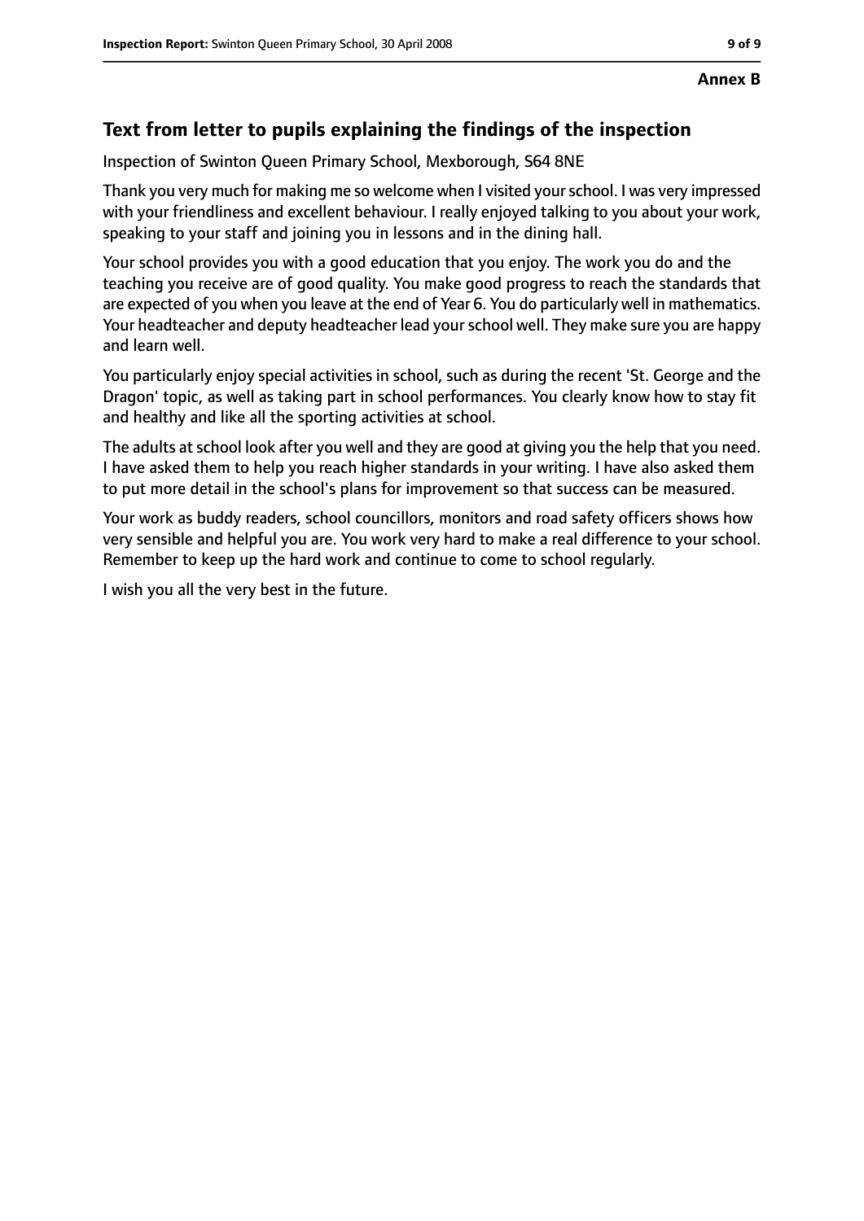**Annex B**

## Text from letter to pupils explaining the findings of the inspection

Inspection of Swinton Queen Primary School, Mexborough, S64 8NE

Thank you very much for making me so welcome when I visited your school. I was very impressed with your friendliness and excellent behaviour. I really enjoyed talking to you about your work, speaking to your staff and joining you in lessons and in the dining hall.

Your school provides you with a good education that you enjoy. The work you do and the teaching you receive are of good quality. You make good progress to reach the standards that are expected of you when you leave at the end of Year 6. You do particularly well in mathematics. Your headteacher and deputy headteacher lead your school well. They make sure you are happy and learn well.

You particularly enjoy special activities in school, such as during the recent 'St. George and the Dragon' topic, as well as taking part in school performances. You clearly know how to stay fit and healthy and like all the sporting activities at school.

The adults at school look after you well and they are good at giving you the help that you need. I have asked them to help you reach higher standards in your writing. I have also asked them to put more detail in the school's plans for improvement so that success can be measured.

Your work as buddy readers, school councillors, monitors and road safety officers shows how very sensible and helpful you are. You work very hard to make a real difference to your school. Remember to keep up the hard work and continue to come to school regularly.

I wish you all the very best in the future.